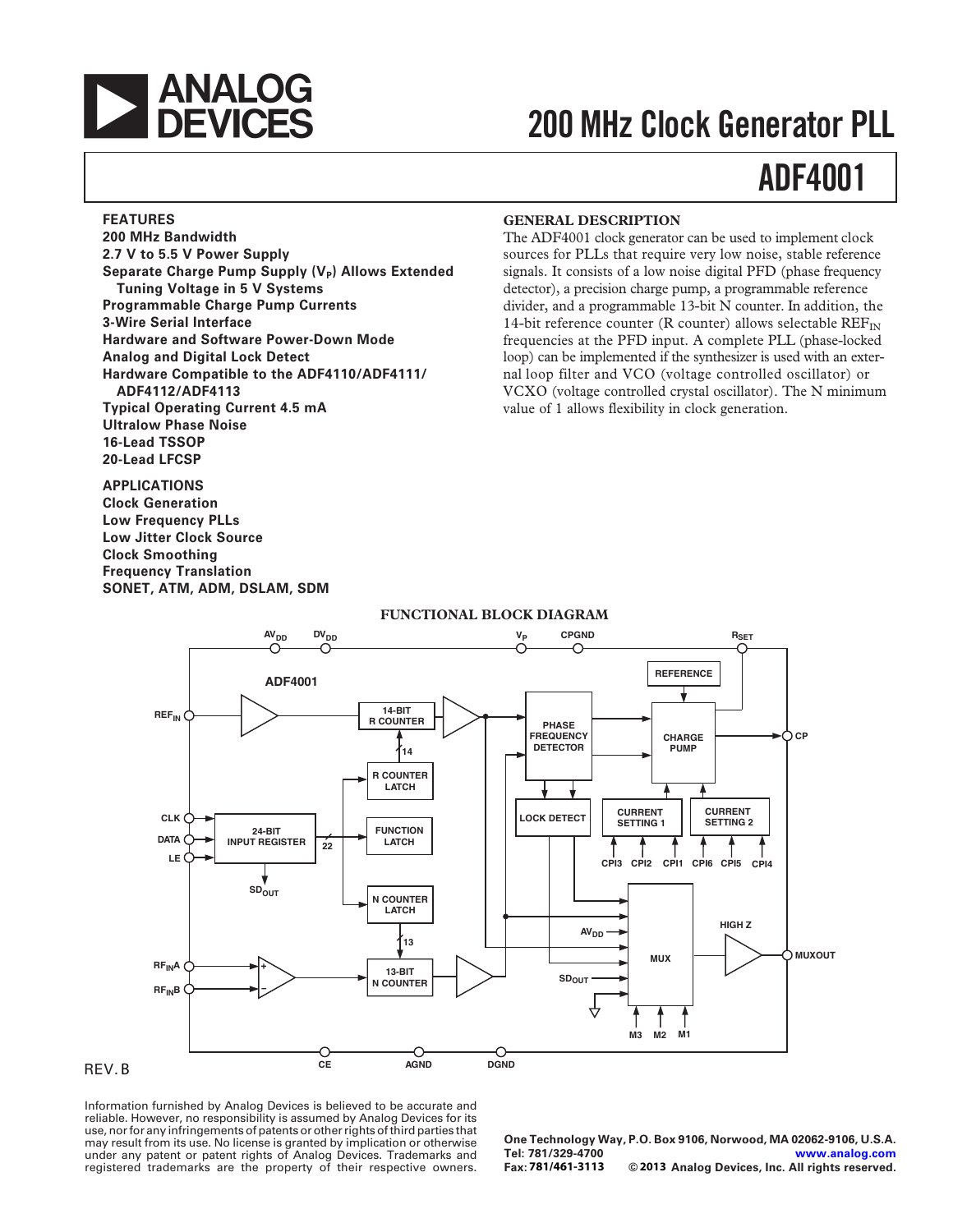# ANALOG DEVICES

# 200 MHz Clock Generator PLL

# ADF4001

## FEATURES

- 200 MHz Bandwidth
- 2.7 V to 5.5 V Power Supply
- Separate Charge Pump Supply ($V_P$) Allows Extended Tuning Voltage in 5 V Systems
- Programmable Charge Pump Currents
- 3-Wire Serial Interface
- Hardware and Software Power-Down Mode
- Analog and Digital Lock Detect
- Hardware Compatible to the ADF4110/ADF4111/ ADF4112/ADF4113
- Typical Operating Current 4.5 mA
- Ultralow Phase Noise
- 16-Lead TSSOP
- 20-Lead LFCSP

## APPLICATIONS

- Clock Generation
- Low Frequency PLLs
- Low Jitter Clock Source
- Clock Smoothing
- Frequency Translation
- SONET, ATM, ADM, DSLAM, SDM

## GENERAL DESCRIPTION

The ADF4001 clock generator can be used to implement clock sources for PLLs that require very low noise, stable reference signals. It consists of a low noise digital PFD (phase frequency detector), a precision charge pump, a programmable reference divider, and a programmable 13-bit N counter. In addition, the 14-bit reference counter (R counter) allows selectable $REF_{IN}$ frequencies at the PFD input. A complete PLL (phase-locked loop) can be implemented if the synthesizer is used with an external loop filter and VCO (voltage controlled oscillator) or VCXO (voltage controlled crystal oscillator). The N minimum value of 1 allows flexibility in clock generation.

## FUNCTIONAL BLOCK DIAGRAM

REV. B

Information furnished by Analog Devices is believed to be accurate and reliable. However, no responsibility is assumed by Analog Devices for its use, nor for any infringements of patents or other rights of third parties that may result from its use. No license is granted by implication or otherwise under any patent or patent rights of Analog Devices. Trademarks and registered trademarks are the property of their respective owners.

One Technology Way, P.O. Box 9106, Norwood, MA 02062-9106, U.S.A.
Tel: 781/329-4700 www.analog.com
Fax: 781/461-3113 © 2013 Analog Devices, Inc. All rights reserved.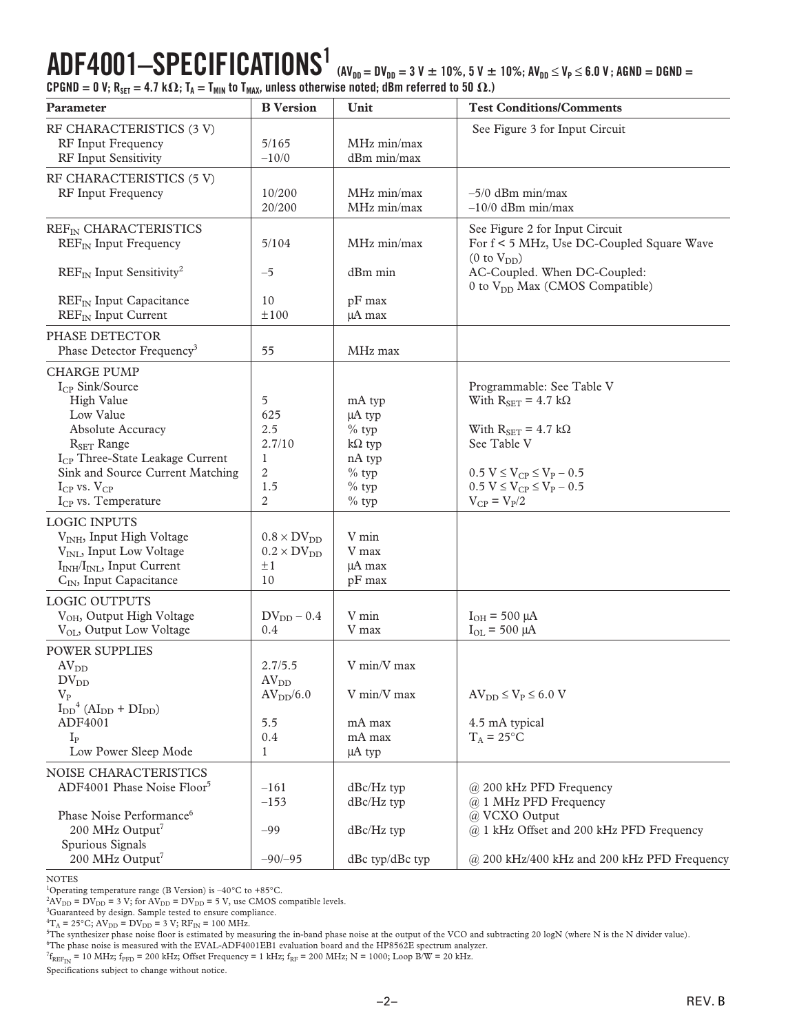# ADF4001–SPECIFICATIONS[1]

($AV_{DD} = DV_{DD} = 3\ V \pm 10\%, 5\ V \pm 10\%; AV_{DD} \le V_P \le 6.0\ V; AGND = DGND = CPGND = 0\ V; R_{SET} = 4.7\ k\Omega; T_A = T_{MIN}$ to $T_{MAX}$, unless otherwise noted; dBm referred to 50 Ω.)

| Parameter | B Version | Unit | Test Conditions/Comments |
|---|---|---|---|
| RF CHARACTERISTICS (3 V) | | | See Figure 3 for Input Circuit |
| RF Input Frequency | 5/165 | MHz min/max | |
| RF Input Sensitivity | –10/0 | dBm min/max | |
| RF CHARACTERISTICS (5 V) | | | |
| RF Input Frequency | 10/200 | MHz min/max | –5/0 dBm min/max |
| | 20/200 | MHz min/max | –10/0 dBm min/max |
| $REF_{IN}$ CHARACTERISTICS | | | See Figure 2 for Input Circuit |
| $REF_{IN}$ Input Frequency | 5/104 | MHz min/max | For f < 5 MHz, Use DC-Coupled Square Wave (0 to $V_{DD}$) |
| $REF_{IN}$ Input Sensitivity[2] | –5 | dBm min | AC-Coupled. When DC-Coupled: 0 to $V_{DD}$ Max (CMOS Compatible) |
| $REF_{IN}$ Input Capacitance | 10 | pF max | |
| $REF_{IN}$ Input Current | ±100 | µA max | |
| PHASE DETECTOR | | | |
| Phase Detector Frequency[3] | 55 | MHz max | |
| CHARGE PUMP | | | |
| $I_{CP}$ Sink/Source | | | Programmable: See Table V |
| High Value | 5 | mA typ | With $R_{SET}$ = 4.7 kΩ |
| Low Value | 625 | µA typ | |
| Absolute Accuracy | 2.5 | % typ | With $R_{SET}$ = 4.7 kΩ |
| $R_{SET}$ Range | 2.7/10 | kΩ typ | See Table V |
| $I_{CP}$ Three-State Leakage Current | 1 | nA typ | |
| Sink and Source Current Matching | 2 | % typ | $0.5\ V \le V_{CP} \le V_P - 0.5$ |
| $I_{CP}$ vs. $V_{CP}$ | 1.5 | % typ | $0.5\ V \le V_{CP} \le V_P - 0.5$ |
| $I_{CP}$ vs. Temperature | 2 | % typ | $V_{CP} = V_P/2$ |
| LOGIC INPUTS | | | |
| $V_{INH}$, Input High Voltage | $0.8 \times DV_{DD}$ | V min | |
| $V_{INL}$, Input Low Voltage | $0.2 \times DV_{DD}$ | V max | |
| $I_{INH}/I_{INL}$, Input Current | ±1 | µA max | |
| $C_{IN}$, Input Capacitance | 10 | pF max | |
| LOGIC OUTPUTS | | | |
| $V_{OH}$, Output High Voltage | $DV_{DD} - 0.4$ | V min | $I_{OH}$ = 500 µA |
| $V_{OL}$, Output Low Voltage | 0.4 | V max | $I_{OL}$ = 500 µA |
| POWER SUPPLIES | | | |
| $AV_{DD}$ | 2.7/5.5 | V min/V max | |
| $DV_{DD}$ | $AV_{DD}$ | | |
| $V_P$ | $AV_{DD}$/6.0 | V min/V max | $AV_{DD} \le V_P \le 6.0$ V |
| $I_{DD}$[4] ($AI_{DD} + DI_{DD}$) | | | |
| ADF4001 | 5.5 | mA max | 4.5 mA typical |
| $I_P$ | 0.4 | mA max | $T_A$ = 25°C |
| Low Power Sleep Mode | 1 | µA typ | |
| NOISE CHARACTERISTICS | | | |
| ADF4001 Phase Noise Floor[5] | –161 | dBc/Hz typ | @ 200 kHz PFD Frequency |
| | –153 | dBc/Hz typ | @ 1 MHz PFD Frequency |
| Phase Noise Performance[6] | | | @ VCXO Output |
| 200 MHz Output[7] | –99 | dBc/Hz typ | @ 1 kHz Offset and 200 kHz PFD Frequency |
| Spurious Signals | | | |
| 200 MHz Output[7] | –90/–95 | dBc typ/dBc typ | @ 200 kHz/400 kHz and 200 kHz PFD Frequency |

NOTES

[1]Operating temperature range (B Version) is –40°C to +85°C.

[2]$AV_{DD} = DV_{DD}$ = 3 V; for $AV_{DD} = DV_{DD}$ = 5 V, use CMOS compatible levels.

[3]Guaranteed by design. Sample tested to ensure compliance.

[4]$T_A$ = 25°C; $AV_{DD} = DV_{DD}$ = 3 V; $RF_{IN}$ = 100 MHz.

[5]The synthesizer phase noise floor is estimated by measuring the in-band phase noise at the output of the VCO and subtracting 20 logN (where N is the N divider value).

[6]The phase noise is measured with the EVAL-ADF4001EB1 evaluation board and the HP8562E spectrum analyzer.

[7]$f_{REF_{IN}}$ = 10 MHz; $f_{PFD}$ = 200 kHz; Offset Frequency = 1 kHz; $f_{RF}$ = 200 MHz; N = 1000; Loop B/W = 20 kHz.

Specifications subject to change without notice.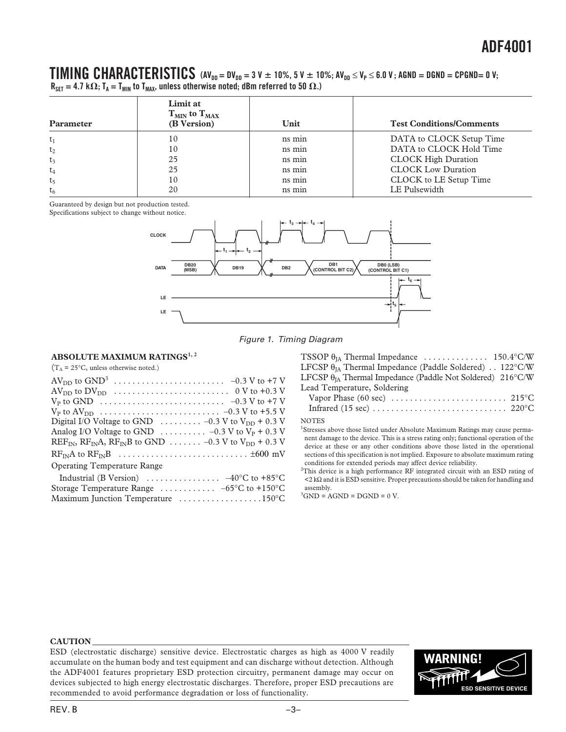## TIMING CHARACTERISTICS ($AV_{DD} = DV_{DD} = 3\ V \pm 10\%, 5\ V \pm 10\%; AV_{DD} \le V_P \le 6.0\ V$; AGND = DGND = CPGND= 0 V; $R_{SET} = 4.7\ k\Omega$; $T_A = T_{MIN}$ to $T_{MAX}$, unless otherwise noted; dBm referred to 50 Ω.)

| Parameter | Limit at $T_{MIN}$ to $T_{MAX}$ (B Version) | Unit | Test Conditions/Comments |
|---|---|---|---|
| $t_1$ | 10 | ns min | DATA to CLOCK Setup Time |
| $t_2$ | 10 | ns min | DATA to CLOCK Hold Time |
| $t_3$ | 25 | ns min | CLOCK High Duration |
| $t_4$ | 25 | ns min | CLOCK Low Duration |
| $t_5$ | 10 | ns min | CLOCK to LE Setup Time |
| $t_6$ | 20 | ns min | LE Pulsewidth |

Guaranteed by design but not production tested.
Specifications subject to change without notice.

Figure 1. Timing Diagram

### ABSOLUTE MAXIMUM RATINGS[1, 2]

($T_A$ = 25°C, unless otherwise noted.)

- $AV_{DD}$ to GND[3] . . . . . . . . . . −0.3 V to +7 V
- $AV_{DD}$ to $DV_{DD}$ . . . . . . . . . . 0 V to +0.3 V
- $V_P$ to GND . . . . . . . . . . −0.3 V to +7 V
- $V_P$ to $AV_{DD}$ . . . . . . . . . . −0.3 V to +5.5 V
- Digital I/O Voltage to GND . . . . . . −0.3 V to $V_{DD}$ + 0.3 V
- Analog I/O Voltage to GND . . . . . . −0.3 V to $V_P$ + 0.3 V
- $REF_{IN}$, $RF_{IN}A$, $RF_{IN}B$ to GND . . . . . . −0.3 V to $V_{DD}$ + 0.3 V
- $RF_{IN}A$ to $RF_{IN}B$ . . . . . . . . . . ±600 mV
- Operating Temperature Range
  - Industrial (B Version) . . . . . . . . . . −40°C to +85°C
- Storage Temperature Range . . . . . . . . . . −65°C to +150°C
- Maximum Junction Temperature . . . . . . . . . . 150°C
- TSSOP $\theta_{JA}$ Thermal Impedance . . . . . . . . . . 150.4°C/W
- LFCSP $\theta_{JA}$ Thermal Impedance (Paddle Soldered) . . 122°C/W
- LFCSP $\theta_{JA}$ Thermal Impedance (Paddle Not Soldered) 216°C/W
- Lead Temperature, Soldering
  - Vapor Phase (60 sec) . . . . . . . . . . 215°C
  - Infrared (15 sec) . . . . . . . . . . 220°C

NOTES

[1]Stresses above those listed under Absolute Maximum Ratings may cause permanent damage to the device. This is a stress rating only; functional operation of the device at these or any other conditions above those listed in the operational sections of this specification is not implied. Exposure to absolute maximum rating conditions for extended periods may affect device reliability.

[2]This device is a high performance RF integrated circuit with an ESD rating of <2 kΩ and it is ESD sensitive. Proper precautions should be taken for handling and assembly.

[3]GND = AGND = DGND = 0 V.

**CAUTION**

ESD (electrostatic discharge) sensitive device. Electrostatic charges as high as 4000 V readily accumulate on the human body and test equipment and can discharge without detection. Although the ADF4001 features proprietary ESD protection circuitry, permanent damage may occur on devices subjected to high energy electrostatic discharges. Therefore, proper ESD precautions are recommended to avoid performance degradation or loss of functionality.

WARNING! ESD SENSITIVE DEVICE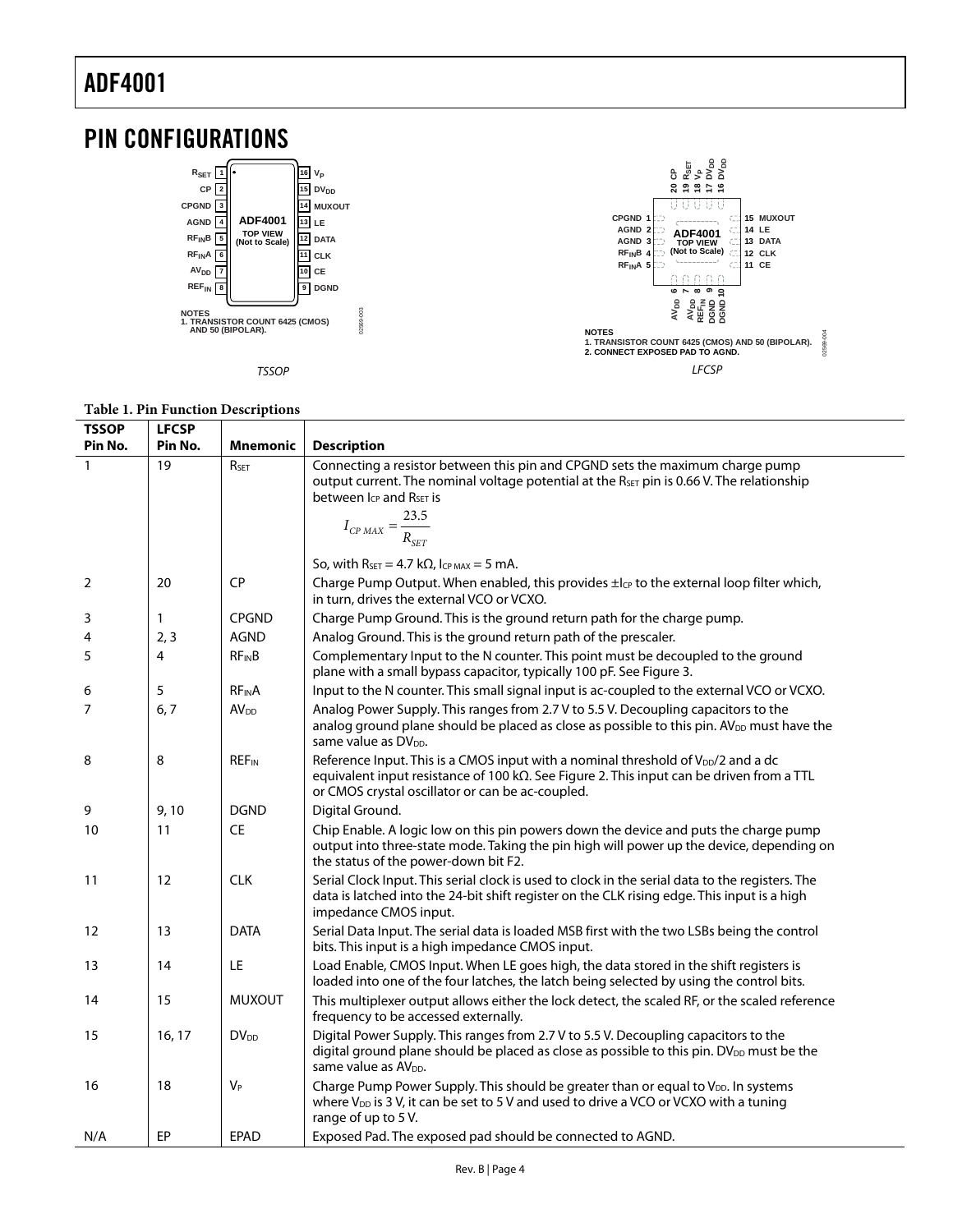## PIN CONFIGURATIONS

NOTES
1. TRANSISTOR COUNT 6425 (CMOS) AND 50 (BIPOLAR).

TSSOP

NOTES
1. TRANSISTOR COUNT 6425 (CMOS) AND 50 (BIPOLAR).
2. CONNECT EXPOSED PAD TO AGND.

LFCSP

**Table 1. Pin Function Descriptions**

| TSSOP Pin No. | LFCSP Pin No. | Mnemonic | Description |
|---|---|---|---|
| 1 | 19 | $R_{SET}$ | Connecting a resistor between this pin and CPGND sets the maximum charge pump output current. The nominal voltage potential at the $R_{SET}$ pin is 0.66 V. The relationship between $I_{CP}$ and $R_{SET}$ is $I_{CP\,MAX} = \frac{23.5}{R_{SET}}$ So, with $R_{SET}$ = 4.7 kΩ, $I_{CP\,MAX}$ = 5 mA. |
| 2 | 20 | CP | Charge Pump Output. When enabled, this provides $\pm I_{CP}$ to the external loop filter which, in turn, drives the external VCO or VCXO. |
| 3 | 1 | CPGND | Charge Pump Ground. This is the ground return path for the charge pump. |
| 4 | 2, 3 | AGND | Analog Ground. This is the ground return path of the prescaler. |
| 5 | 4 | $RF_{IN}B$ | Complementary Input to the N counter. This point must be decoupled to the ground plane with a small bypass capacitor, typically 100 pF. See Figure 3. |
| 6 | 5 | $RF_{IN}A$ | Input to the N counter. This small signal input is ac-coupled to the external VCO or VCXO. |
| 7 | 6, 7 | $AV_{DD}$ | Analog Power Supply. This ranges from 2.7 V to 5.5 V. Decoupling capacitors to the analog ground plane should be placed as close as possible to this pin. $AV_{DD}$ must have the same value as $DV_{DD}$. |
| 8 | 8 | $REF_{IN}$ | Reference Input. This is a CMOS input with a nominal threshold of $V_{DD}/2$ and a dc equivalent input resistance of 100 kΩ. See Figure 2. This input can be driven from a TTL or CMOS crystal oscillator or can be ac-coupled. |
| 9 | 9, 10 | DGND | Digital Ground. |
| 10 | 11 | CE | Chip Enable. A logic low on this pin powers down the device and puts the charge pump output into three-state mode. Taking the pin high will power up the device, depending on the status of the power-down bit F2. |
| 11 | 12 | CLK | Serial Clock Input. This serial clock is used to clock in the serial data to the registers. The data is latched into the 24-bit shift register on the CLK rising edge. This input is a high impedance CMOS input. |
| 12 | 13 | DATA | Serial Data Input. The serial data is loaded MSB first with the two LSBs being the control bits. This input is a high impedance CMOS input. |
| 13 | 14 | LE | Load Enable, CMOS Input. When LE goes high, the data stored in the shift registers is loaded into one of the four latches, the latch being selected by using the control bits. |
| 14 | 15 | MUXOUT | This multiplexer output allows either the lock detect, the scaled RF, or the scaled reference frequency to be accessed externally. |
| 15 | 16, 17 | $DV_{DD}$ | Digital Power Supply. This ranges from 2.7 V to 5.5 V. Decoupling capacitors to the digital ground plane should be placed as close as possible to this pin. $DV_{DD}$ must be the same value as $AV_{DD}$. |
| 16 | 18 | $V_P$ | Charge Pump Power Supply. This should be greater than or equal to $V_{DD}$. In systems where $V_{DD}$ is 3 V, it can be set to 5 V and used to drive a VCO or VCXO with a tuning range of up to 5 V. |
| N/A | EP | EPAD | Exposed Pad. The exposed pad should be connected to AGND. |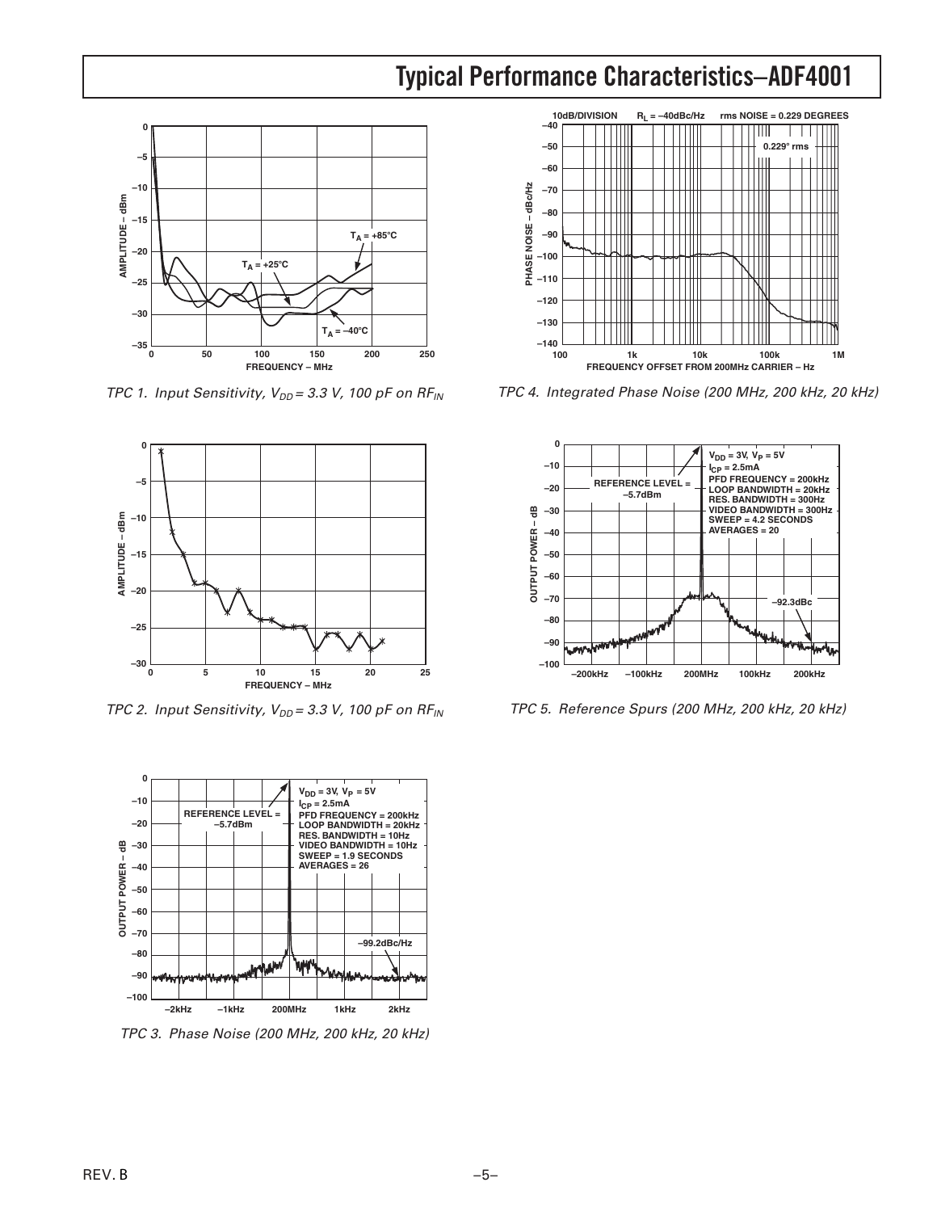## Typical Performance Characteristics–ADF4001

TPC 1. Input Sensitivity, $V_{DD}$ = 3.3 V, 100 pF on $RF_{IN}$

TPC 2. Input Sensitivity, $V_{DD}$ = 3.3 V, 100 pF on $RF_{IN}$

TPC 3. Phase Noise (200 MHz, 200 kHz, 20 kHz)

TPC 4. Integrated Phase Noise (200 MHz, 200 kHz, 20 kHz)

TPC 5. Reference Spurs (200 MHz, 200 kHz, 20 kHz)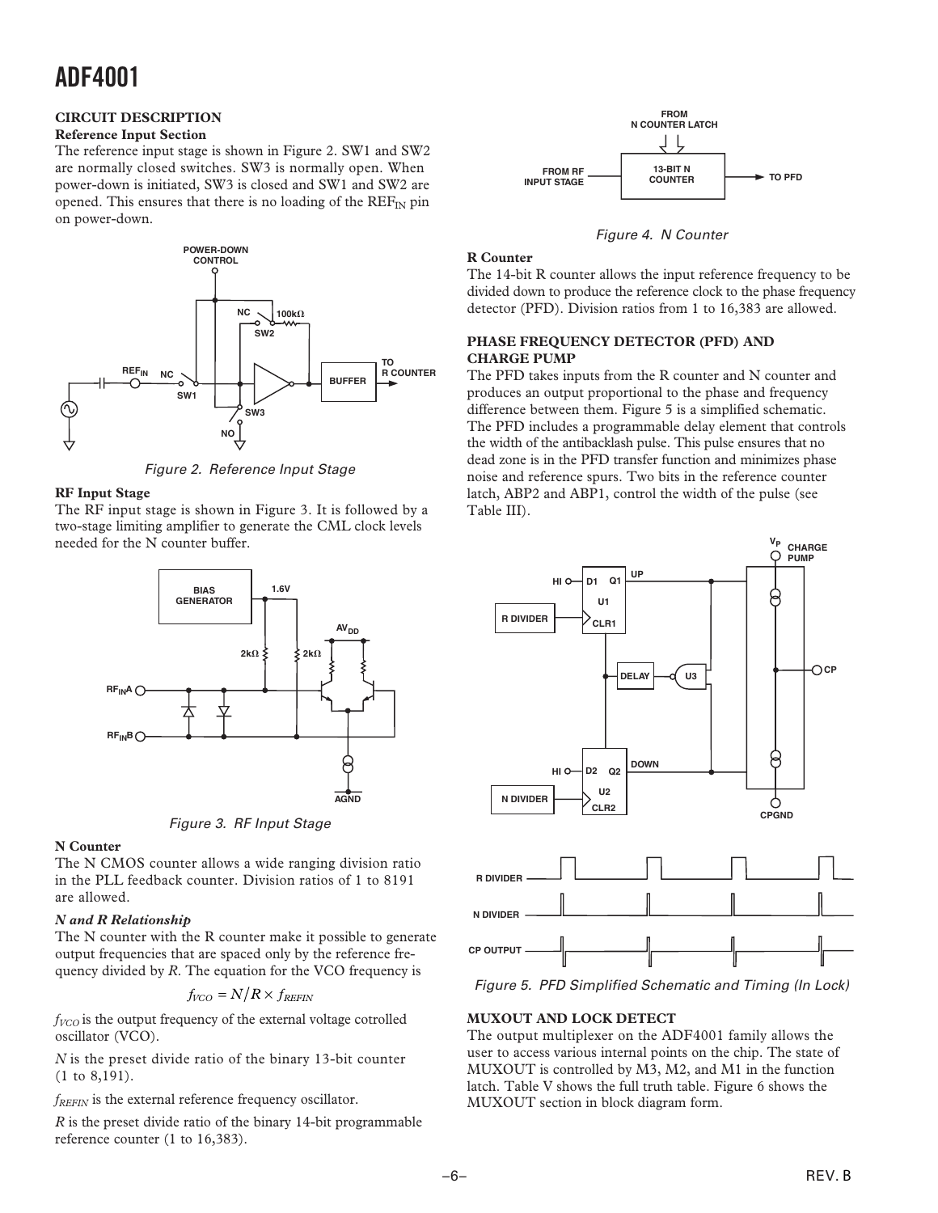## CIRCUIT DESCRIPTION

### Reference Input Section

The reference input stage is shown in Figure 2. SW1 and SW2 are normally closed switches. SW3 is normally open. When power-down is initiated, SW3 is closed and SW1 and SW2 are opened. This ensures that there is no loading of the $REF_{IN}$ pin on power-down.

Figure 2. Reference Input Stage

### RF Input Stage

The RF input stage is shown in Figure 3. It is followed by a two-stage limiting amplifier to generate the CML clock levels needed for the N counter buffer.

Figure 3. RF Input Stage

### N Counter

The N CMOS counter allows a wide ranging division ratio in the PLL feedback counter. Division ratios of 1 to 8191 are allowed.

#### *N and R Relationship*

The N counter with the R counter make it possible to generate output frequencies that are spaced only by the reference frequency divided by *R*. The equation for the VCO frequency is

$$f_{VCO} = N/R \times f_{REFIN}$$

$f_{VCO}$ is the output frequency of the external voltage cotrolled oscillator (VCO).

$N$ is the preset divide ratio of the binary 13-bit counter (1 to 8,191).

$f_{REFIN}$ is the external reference frequency oscillator.

$R$ is the preset divide ratio of the binary 14-bit programmable reference counter (1 to 16,383).

Figure 4. N Counter

### R Counter

The 14-bit R counter allows the input reference frequency to be divided down to produce the reference clock to the phase frequency detector (PFD). Division ratios from 1 to 16,383 are allowed.

### PHASE FREQUENCY DETECTOR (PFD) AND CHARGE PUMP

The PFD takes inputs from the R counter and N counter and produces an output proportional to the phase and frequency difference between them. Figure 5 is a simplified schematic. The PFD includes a programmable delay element that controls the width of the antibacklash pulse. This pulse ensures that no dead zone is in the PFD transfer function and minimizes phase noise and reference spurs. Two bits in the reference counter latch, ABP2 and ABP1, control the width of the pulse (see Table III).

Figure 5. PFD Simplified Schematic and Timing (In Lock)

### MUXOUT AND LOCK DETECT

The output multiplexer on the ADF4001 family allows the user to access various internal points on the chip. The state of MUXOUT is controlled by M3, M2, and M1 in the function latch. Table V shows the full truth table. Figure 6 shows the MUXOUT section in block diagram form.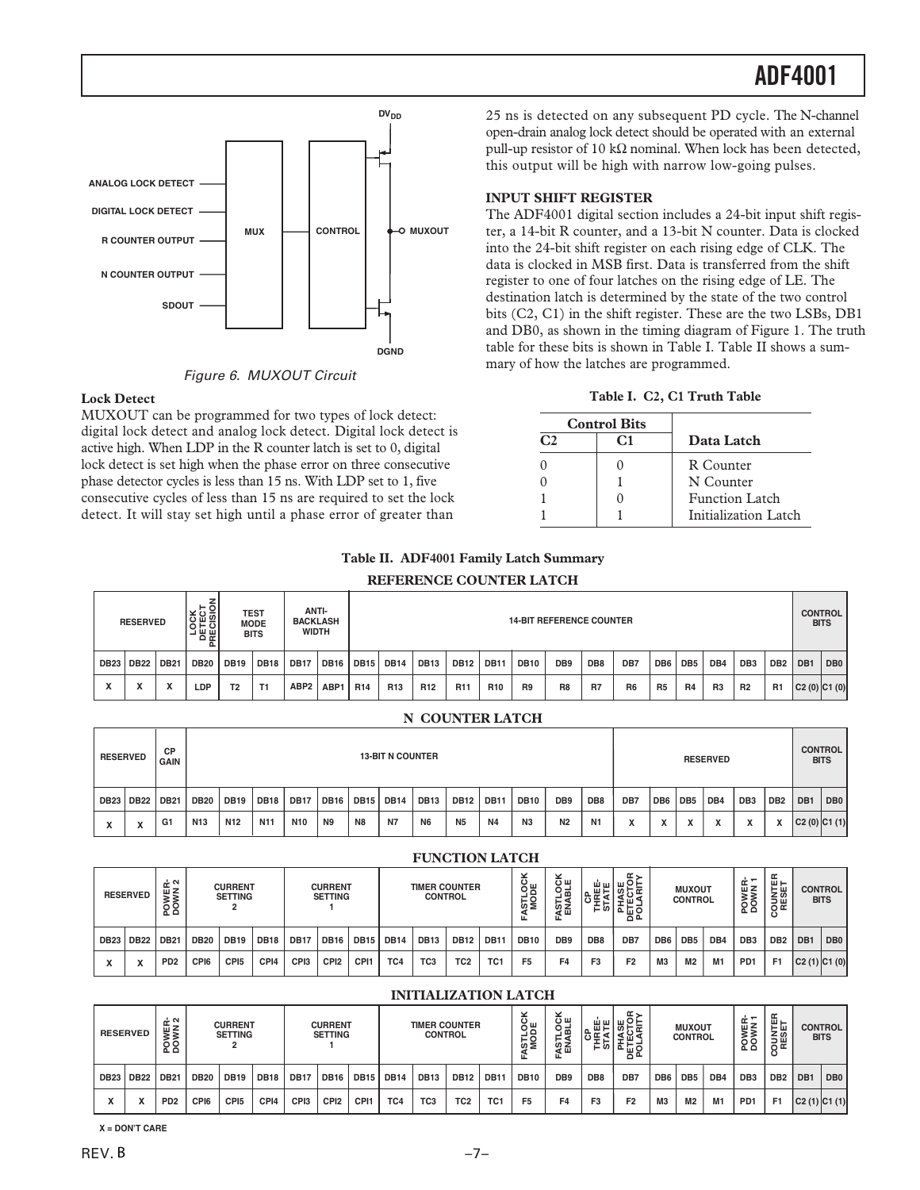Figure 6. MUXOUT Circuit

**Lock Detect**

MUXOUT can be programmed for two types of lock detect: digital lock detect and analog lock detect. Digital lock detect is active high. When LDP in the R counter latch is set to 0, digital lock detect is set high when the phase error on three consecutive phase detector cycles is less than 15 ns. With LDP set to 1, five consecutive cycles of less than 15 ns are required to set the lock detect. It will stay set high until a phase error of greater than 25 ns is detected on any subsequent PD cycle. The N-channel open-drain analog lock detect should be operated with an external pull-up resistor of 10 kΩ nominal. When lock has been detected, this output will be high with narrow low-going pulses.

## INPUT SHIFT REGISTER

The ADF4001 digital section includes a 24-bit input shift register, a 14-bit R counter, and a 13-bit N counter. Data is clocked into the 24-bit shift register on each rising edge of CLK. The data is clocked in MSB first. Data is transferred from the shift register to one of four latches on the rising edge of LE. The destination latch is determined by the state of the two control bits (C2, C1) in the shift register. These are the two LSBs, DB1 and DB0, as shown in the timing diagram of Figure 1. The truth table for these bits is shown in Table I. Table II shows a summary of how the latches are programmed.

**Table I. C2, C1 Truth Table**

| Control Bits | | |
|---|---|---|
| C2 | C1 | Data Latch |
| 0 | 0 | R Counter |
| 0 | 1 | N Counter |
| 1 | 0 | Function Latch |
| 1 | 1 | Initialization Latch |

**Table II. ADF4001 Family Latch Summary**

**REFERENCE COUNTER LATCH**

| RESERVED | | | LOCK DETECT PRECISION | TEST MODE BITS | | ANTI-BACKLASH WIDTH | | 14-BIT REFERENCE COUNTER | | | | | | | | | | | | | | CONTROL BITS | |
|---|---|---|---|---|---|---|---|---|---|---|---|---|---|---|---|---|---|---|---|---|---|---|---|
| DB23 | DB22 | DB21 | DB20 | DB19 | DB18 | DB17 | DB16 | DB15 | DB14 | DB13 | DB12 | DB11 | DB10 | DB9 | DB8 | DB7 | DB6 | DB5 | DB4 | DB3 | DB2 | DB1 | DB0 |
| X | X | X | LDP | T2 | T1 | ABP2 | ABP1 | R14 | R13 | R12 | R11 | R10 | R9 | R8 | R7 | R6 | R5 | R4 | R3 | R2 | R1 | C2 (0) | C1 (0) |

**N COUNTER LATCH**

| RESERVED | | CP GAIN | 13-BIT N COUNTER | | | | | | | | | | | | RESERVED | | | | | | CONTROL BITS | |
|---|---|---|---|---|---|---|---|---|---|---|---|---|---|---|---|---|---|---|---|---|---|---|
| DB23 | DB22 | DB21 | DB20 | DB19 | DB18 | DB17 | DB16 | DB15 | DB14 | DB13 | DB12 | DB11 | DB10 | DB9 | DB8 | DB7 | DB6 | DB5 | DB4 | DB3 | DB2 | DB1 | DB0 |
| X | X | G1 | N13 | N12 | N11 | N10 | N9 | N8 | N7 | N6 | N5 | N4 | N3 | N2 | N1 | X | X | X | X | X | X | C2 (0) | C1 (1) |

**FUNCTION LATCH**

| RESERVED | | POWER-DOWN 2 | CURRENT SETTING 2 | | | CURRENT SETTING 1 | | | TIMER COUNTER CONTROL | | | | FASTLOCK MODE | FASTLOCK ENABLE | CP THREE-STATE | PHASE DETECTOR POLARITY | MUXOUT CONTROL | | | POWER-DOWN 1 | COUNTER RESET | CONTROL BITS | |
|---|---|---|---|---|---|---|---|---|---|---|---|---|---|---|---|---|---|---|---|---|---|---|---|
| DB23 | DB22 | DB21 | DB20 | DB19 | DB18 | DB17 | DB16 | DB15 | DB14 | DB13 | DB12 | DB11 | DB10 | DB9 | DB8 | DB7 | DB6 | DB5 | DB4 | DB3 | DB2 | DB1 | DB0 |
| X | X | PD2 | CPI6 | CPI5 | CPI4 | CPI3 | CPI2 | CPI1 | TC4 | TC3 | TC2 | TC1 | F5 | F4 | F3 | F2 | M3 | M2 | M1 | PD1 | F1 | C2 (1) | C1 (0) |

**INITIALIZATION LATCH**

| RESERVED | | POWER-DOWN 2 | CURRENT SETTING 2 | | | CURRENT SETTING 1 | | | TIMER COUNTER CONTROL | | | | FASTLOCK MODE | FASTLOCK ENABLE | CP THREE-STATE | PHASE DETECTOR POLARITY | MUXOUT CONTROL | | | POWER-DOWN 1 | COUNTER RESET | CONTROL BITS | |
|---|---|---|---|---|---|---|---|---|---|---|---|---|---|---|---|---|---|---|---|---|---|---|---|
| DB23 | DB22 | DB21 | DB20 | DB19 | DB18 | DB17 | DB16 | DB15 | DB14 | DB13 | DB12 | DB11 | DB10 | DB9 | DB8 | DB7 | DB6 | DB5 | DB4 | DB3 | DB2 | DB1 | DB0 |
| X | X | PD2 | CPI6 | CPI5 | CPI4 | CPI3 | CPI2 | CPI1 | TC4 | TC3 | TC2 | TC1 | F5 | F4 | F3 | F2 | M3 | M2 | M1 | PD1 | F1 | C2 (1) | C1 (1) |

X = DON'T CARE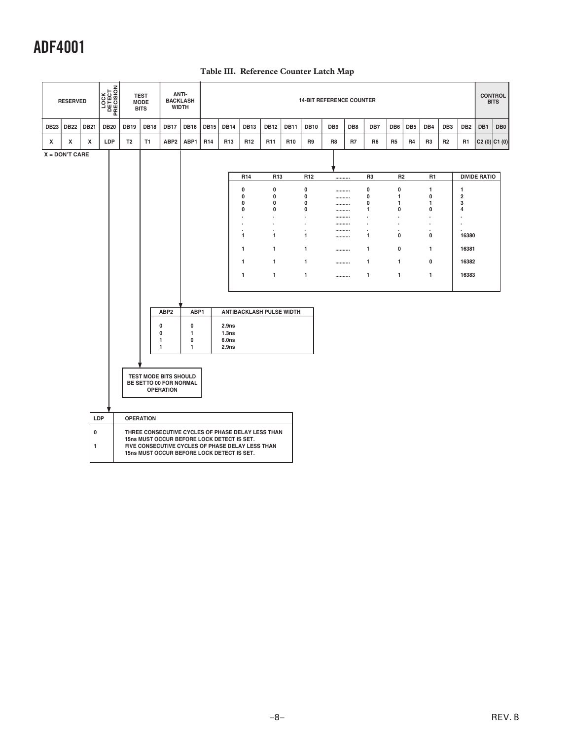**Table III. Reference Counter Latch Map**

| RESERVED | | | LOCK DETECT PRECISION | TEST MODE BITS | | ANTI-BACKLASH WIDTH | | 14-BIT REFERENCE COUNTER | | | | | | | | | | | | | | CONTROL BITS | |
|---|---|---|---|---|---|---|---|---|---|---|---|---|---|---|---|---|---|---|---|---|---|---|---|
| DB23 | DB22 | DB21 | DB20 | DB19 | DB18 | DB17 | DB16 | DB15 | DB14 | DB13 | DB12 | DB11 | DB10 | DB9 | DB8 | DB7 | DB6 | DB5 | DB4 | DB3 | DB2 | DB1 | DB0 |
| X | X | X | LDP | T2 | T1 | ABP2 | ABP1 | R14 | R13 | R12 | R11 | R10 | R9 | R8 | R7 | R6 | R5 | R4 | R3 | R2 | R1 | C2 (0) | C1 (0) |

X = DON'T CARE

| R14 | R13 | R12 | .......... | R3 | R2 | R1 | DIVIDE RATIO |
|---|---|---|---|---|---|---|---|
| 0 | 0 | 0 | .......... | 0 | 0 | 1 | 1 |
| 0 | 0 | 0 | .......... | 0 | 1 | 0 | 2 |
| 0 | 0 | 0 | .......... | 0 | 1 | 1 | 3 |
| 0 | 0 | 0 | .......... | 1 | 0 | 0 | 4 |
| . | . | . | .......... | . | . | . | . |
| . | . | . | .......... | . | . | . | . |
| . | . | . | .......... | . | . | . | . |
| 1 | 1 | 1 | .......... | 1 | 0 | 0 | 16380 |
| 1 | 1 | 1 | .......... | 1 | 0 | 1 | 16381 |
| 1 | 1 | 1 | .......... | 1 | 1 | 0 | 16382 |
| 1 | 1 | 1 | .......... | 1 | 1 | 1 | 16383 |

| ABP2 | ABP1 | ANTIBACKLASH PULSE WIDTH |
|---|---|---|
| 0 | 0 | 2.9ns |
| 0 | 1 | 1.3ns |
| 1 | 0 | 6.0ns |
| 1 | 1 | 2.9ns |

TEST MODE BITS SHOULD BE SET TO 00 FOR NORMAL OPERATION

| LDP | OPERATION |
|---|---|
| 0 | THREE CONSECUTIVE CYCLES OF PHASE DELAY LESS THAN 15ns MUST OCCUR BEFORE LOCK DETECT IS SET. |
| 1 | FIVE CONSECUTIVE CYCLES OF PHASE DELAY LESS THAN 15ns MUST OCCUR BEFORE LOCK DETECT IS SET. |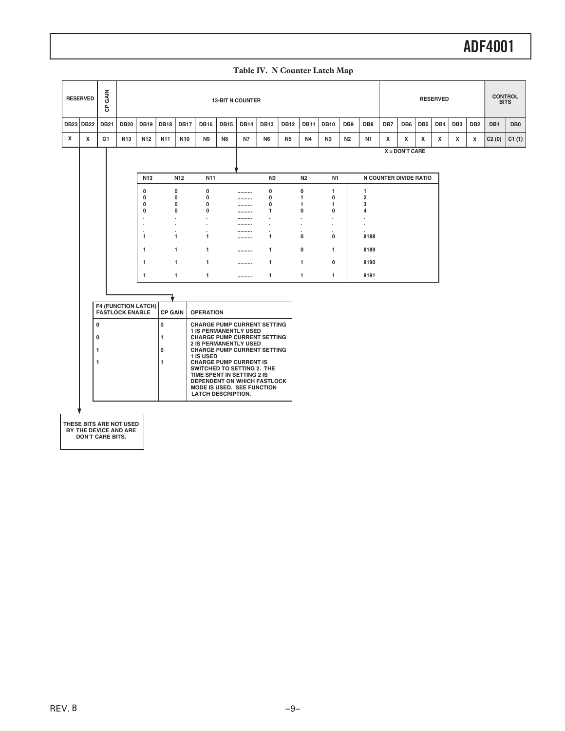**Table IV. N Counter Latch Map**

| RESERVED | | CP GAIN | 13-BIT N COUNTER | | | | | | | | | | | | | RESERVED | | | | | | CONTROL BITS | |
|---|---|---|---|---|---|---|---|---|---|---|---|---|---|---|---|---|---|---|---|---|---|---|---|
| DB23 | DB22 | DB21 | DB20 | DB19 | DB18 | DB17 | DB16 | DB15 | DB14 | DB13 | DB12 | DB11 | DB10 | DB9 | DB8 | DB7 | DB6 | DB5 | DB4 | DB3 | DB2 | DB1 | DB0 |
| X | X | G1 | N13 | N12 | N11 | N10 | N9 | N8 | N7 | N6 | N5 | N4 | N3 | N2 | N1 | X | X | X | X | X | X | C2 (0) | C1 (1) |

X = DON'T CARE

| N13 | N12 | N11 | | N3 | N2 | N1 | N COUNTER DIVIDE RATIO |
|---|---|---|---|---|---|---|---|
| 0 | 0 | 0 | .......... | 0 | 0 | 1 | 1 |
| 0 | 0 | 0 | .......... | 0 | 1 | 0 | 2 |
| 0 | 0 | 0 | .......... | 0 | 1 | 1 | 3 |
| 0 | 0 | 0 | .......... | 1 | 0 | 0 | 4 |
| . | . | . | .......... | . | . | . | . |
| . | . | . | .......... | . | . | . | . |
| . | . | . | .......... | . | . | . | . |
| 1 | 1 | 1 | .......... | 1 | 0 | 0 | 8188 |
| 1 | 1 | 1 | .......... | 1 | 0 | 1 | 8189 |
| 1 | 1 | 1 | .......... | 1 | 1 | 0 | 8190 |
| 1 | 1 | 1 | .......... | 1 | 1 | 1 | 8191 |

| F4 (FUNCTION LATCH) FASTLOCK ENABLE | CP GAIN | OPERATION |
|---|---|---|
| 0 | 0 | CHARGE PUMP CURRENT SETTING 1 IS PERMANENTLY USED |
| 0 | 1 | CHARGE PUMP CURRENT SETTING 2 IS PERMANENTLY USED |
| 1 | 0 | CHARGE PUMP CURRENT SETTING 1 IS USED |
| 1 | 1 | CHARGE PUMP CURRENT IS SWITCHED TO SETTING 2. THE TIME SPENT IN SETTING 2 IS DEPENDENT ON WHICH FASTLOCK MODE IS USED. SEE FUNCTION LATCH DESCRIPTION. |

THESE BITS ARE NOT USED BY THE DEVICE AND ARE DON'T CARE BITS.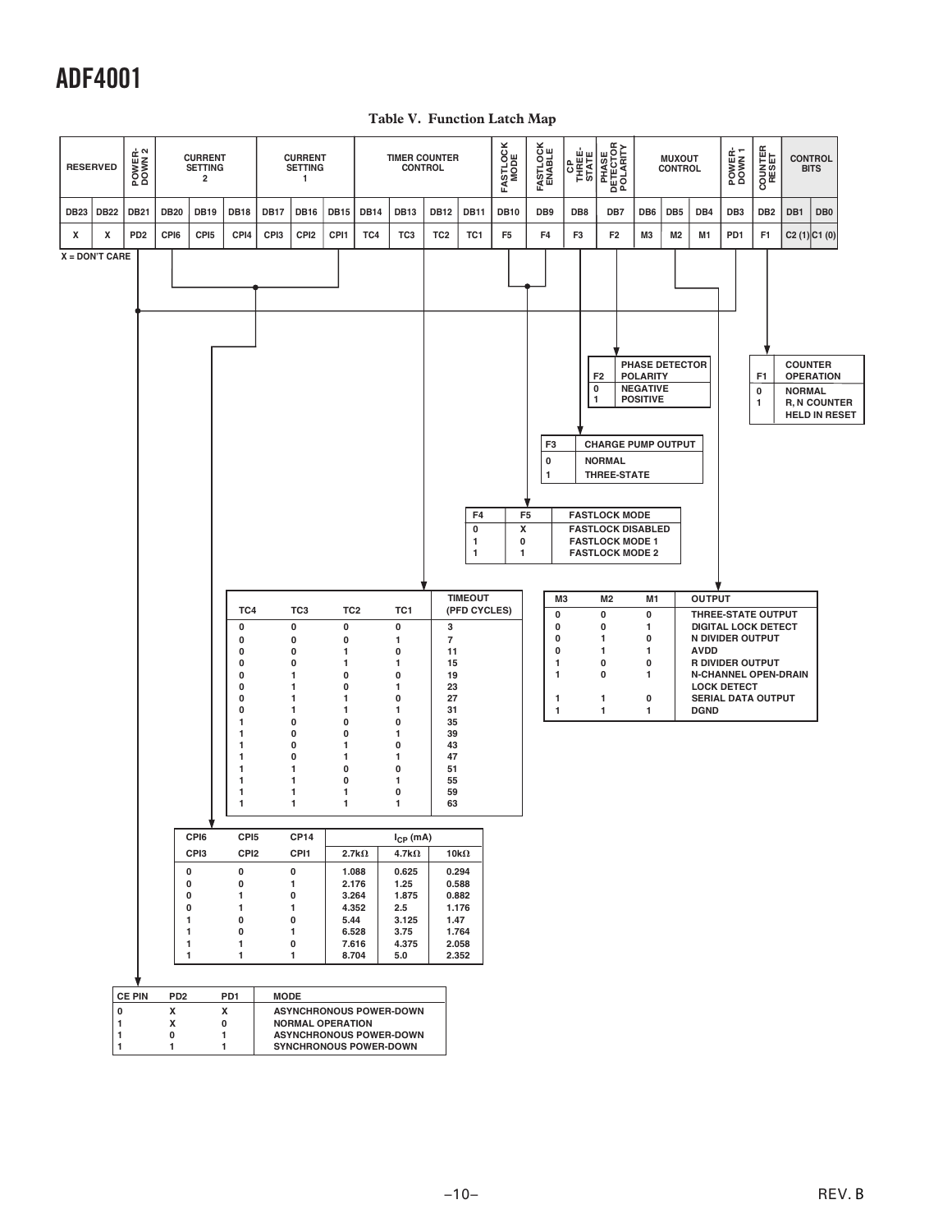**Table V. Function Latch Map**

| RESERVED | | POWER-DOWN 2 | CURRENT SETTING 2 | | | CURRENT SETTING 1 | | | TIMER COUNTER CONTROL | | | | FASTLOCK MODE | FASTLOCK ENABLE | CP THREE-STATE | PHASE DETECTOR POLARITY | MUXOUT CONTROL | | | POWER-DOWN 1 | COUNTER RESET | CONTROL BITS | |
|---|---|---|---|---|---|---|---|---|---|---|---|---|---|---|---|---|---|---|---|---|---|---|---|
| DB23 | DB22 | DB21 | DB20 | DB19 | DB18 | DB17 | DB16 | DB15 | DB14 | DB13 | DB12 | DB11 | DB10 | DB9 | DB8 | DB7 | DB6 | DB5 | DB4 | DB3 | DB2 | DB1 | DB0 |
| X | X | PD2 | CPI6 | CPI5 | CPI4 | CPI3 | CPI2 | CPI1 | TC4 | TC3 | TC2 | TC1 | F5 | F4 | F3 | F2 | M3 | M2 | M1 | PD1 | F1 | C2 (1) | C1 (0) |

X = DON'T CARE

| F2 | PHASE DETECTOR POLARITY |
|---|---|
| 0 | NEGATIVE |
| 1 | POSITIVE |

| F1 | COUNTER OPERATION |
|---|---|
| 0 | NORMAL |
| 1 | R, N COUNTER HELD IN RESET |

| F3 | CHARGE PUMP OUTPUT |
|---|---|
| 0 | NORMAL |
| 1 | THREE-STATE |

| F4 | F5 | FASTLOCK MODE |
|---|---|---|
| 0 | X | FASTLOCK DISABLED |
| 1 | 0 | FASTLOCK MODE 1 |
| 1 | 1 | FASTLOCK MODE 2 |

| TC4 | TC3 | TC2 | TC1 | TIMEOUT (PFD CYCLES) |
|---|---|---|---|---|
| 0 | 0 | 0 | 0 | 3 |
| 0 | 0 | 0 | 1 | 7 |
| 0 | 0 | 1 | 0 | 11 |
| 0 | 0 | 1 | 1 | 15 |
| 0 | 1 | 0 | 0 | 19 |
| 0 | 1 | 0 | 1 | 23 |
| 0 | 1 | 1 | 0 | 27 |
| 0 | 1 | 1 | 1 | 31 |
| 1 | 0 | 0 | 0 | 35 |
| 1 | 0 | 0 | 1 | 39 |
| 1 | 0 | 1 | 0 | 43 |
| 1 | 0 | 1 | 1 | 47 |
| 1 | 1 | 0 | 0 | 51 |
| 1 | 1 | 0 | 1 | 55 |
| 1 | 1 | 1 | 0 | 59 |
| 1 | 1 | 1 | 1 | 63 |

| M3 | M2 | M1 | OUTPUT |
|---|---|---|---|
| 0 | 0 | 0 | THREE-STATE OUTPUT |
| 0 | 0 | 1 | DIGITAL LOCK DETECT |
| 0 | 1 | 0 | N DIVIDER OUTPUT |
| 0 | 1 | 1 | AVDD |
| 1 | 0 | 0 | R DIVIDER OUTPUT |
| 1 | 0 | 1 | N-CHANNEL OPEN-DRAIN LOCK DETECT |
| 1 | 1 | 0 | SERIAL DATA OUTPUT |
| 1 | 1 | 1 | DGND |

| CPI6 | CPI5 | CP14 | $I_{CP}$ (mA) | | |
|---|---|---|---|---|---|
| CPI3 | CPI2 | CPI1 | 2.7kΩ | 4.7kΩ | 10kΩ |
| 0 | 0 | 0 | 1.088 | 0.625 | 0.294 |
| 0 | 0 | 1 | 2.176 | 1.25 | 0.588 |
| 0 | 1 | 0 | 3.264 | 1.875 | 0.882 |
| 0 | 1 | 1 | 4.352 | 2.5 | 1.176 |
| 1 | 0 | 0 | 5.44 | 3.125 | 1.47 |
| 1 | 0 | 1 | 6.528 | 3.75 | 1.764 |
| 1 | 1 | 0 | 7.616 | 4.375 | 2.058 |
| 1 | 1 | 1 | 8.704 | 5.0 | 2.352 |

| CE PIN | PD2 | PD1 | MODE |
|---|---|---|---|
| 0 | X | X | ASYNCHRONOUS POWER-DOWN |
| 1 | X | 0 | NORMAL OPERATION |
| 1 | 0 | 1 | ASYNCHRONOUS POWER-DOWN |
| 1 | 1 | 1 | SYNCHRONOUS POWER-DOWN |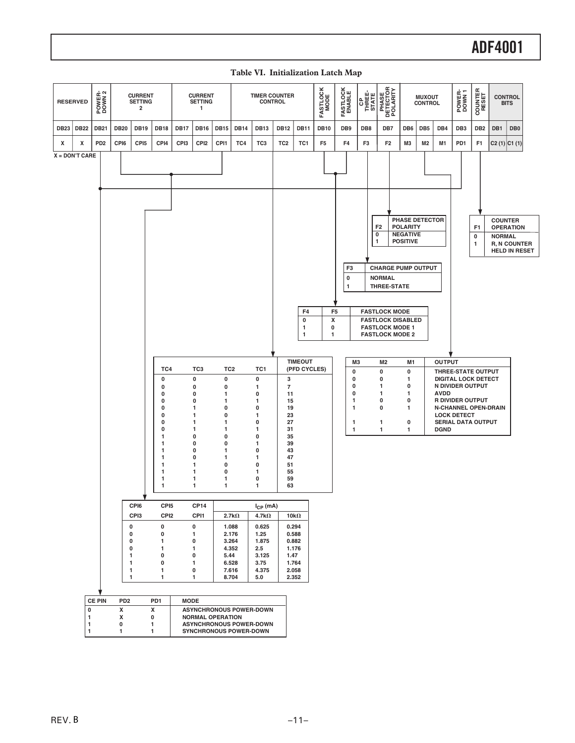## Table VI. Initialization Latch Map

| RESERVED | | POWER-DOWN 2 | CURRENT SETTING 2 | | | CURRENT SETTING 1 | | | TIMER COUNTER CONTROL | | | | FASTLOCK MODE | FASTLOCK ENABLE | CP THREE-STATE | PHASE DETECTOR POLARITY | MUXOUT CONTROL | | | POWER-DOWN 1 | COUNTER RESET | CONTROL BITS | |
|---|---|---|---|---|---|---|---|---|---|---|---|---|---|---|---|---|---|---|---|---|---|---|---|
| DB23 | DB22 | DB21 | DB20 | DB19 | DB18 | DB17 | DB16 | DB15 | DB14 | DB13 | DB12 | DB11 | DB10 | DB9 | DB8 | DB7 | DB6 | DB5 | DB4 | DB3 | DB2 | DB1 | DB0 |
| X | X | PD2 | CPI6 | CPI5 | CPI4 | CPI3 | CPI2 | CPI1 | TC4 | TC3 | TC2 | TC1 | F5 | F4 | F3 | F2 | M3 | M2 | M1 | PD1 | F1 | C2 (1) | C1 (1) |

X = DON'T CARE

| F2 | PHASE DETECTOR POLARITY |
|---|---|
| 0 | NEGATIVE |
| 1 | POSITIVE |

| F1 | COUNTER OPERATION |
|---|---|
| 0 | NORMAL |
| 1 | R, N COUNTER HELD IN RESET |

| F3 | CHARGE PUMP OUTPUT |
|---|---|
| 0 | NORMAL |
| 1 | THREE-STATE |

| F4 | F5 | FASTLOCK MODE |
|---|---|---|
| 0 | X | FASTLOCK DISABLED |
| 1 | 0 | FASTLOCK MODE 1 |
| 1 | 1 | FASTLOCK MODE 2 |

| TC4 | TC3 | TC2 | TC1 | TIMEOUT (PFD CYCLES) |
|---|---|---|---|---|
| 0 | 0 | 0 | 0 | 3 |
| 0 | 0 | 0 | 1 | 7 |
| 0 | 0 | 1 | 0 | 11 |
| 0 | 0 | 1 | 1 | 15 |
| 0 | 1 | 0 | 0 | 19 |
| 0 | 1 | 0 | 1 | 23 |
| 0 | 1 | 1 | 0 | 27 |
| 0 | 1 | 1 | 1 | 31 |
| 1 | 0 | 0 | 0 | 35 |
| 1 | 0 | 0 | 1 | 39 |
| 1 | 0 | 1 | 0 | 43 |
| 1 | 0 | 1 | 1 | 47 |
| 1 | 1 | 0 | 0 | 51 |
| 1 | 1 | 0 | 1 | 55 |
| 1 | 1 | 1 | 0 | 59 |
| 1 | 1 | 1 | 1 | 63 |

| M3 | M2 | M1 | OUTPUT |
|---|---|---|---|
| 0 | 0 | 0 | THREE-STATE OUTPUT |
| 0 | 0 | 1 | DIGITAL LOCK DETECT |
| 0 | 1 | 0 | N DIVIDER OUTPUT |
| 0 | 1 | 1 | AVDD |
| 1 | 0 | 0 | R DIVIDER OUTPUT |
| 1 | 0 | 1 | N-CHANNEL OPEN-DRAIN LOCK DETECT |
| 1 | 1 | 0 | SERIAL DATA OUTPUT |
| 1 | 1 | 1 | DGND |

| CPI6 | CPI5 | CPI4 | $I_{CP}$ (mA) | | |
|---|---|---|---|---|---|
| CPI3 | CPI2 | CPI1 | 2.7kΩ | 4.7kΩ | 10kΩ |
| 0 | 0 | 0 | 1.088 | 0.625 | 0.294 |
| 0 | 0 | 1 | 2.176 | 1.25 | 0.588 |
| 0 | 1 | 0 | 3.264 | 1.875 | 0.882 |
| 0 | 1 | 1 | 4.352 | 2.5 | 1.176 |
| 1 | 0 | 0 | 5.44 | 3.125 | 1.47 |
| 1 | 0 | 1 | 6.528 | 3.75 | 1.764 |
| 1 | 1 | 0 | 7.616 | 4.375 | 2.058 |
| 1 | 1 | 1 | 8.704 | 5.0 | 2.352 |

| CE PIN | PD2 | PD1 | MODE |
|---|---|---|---|
| 0 | X | X | ASYNCHRONOUS POWER-DOWN |
| 1 | X | 0 | NORMAL OPERATION |
| 1 | 0 | 1 | ASYNCHRONOUS POWER-DOWN |
| 1 | 1 | 1 | SYNCHRONOUS POWER-DOWN |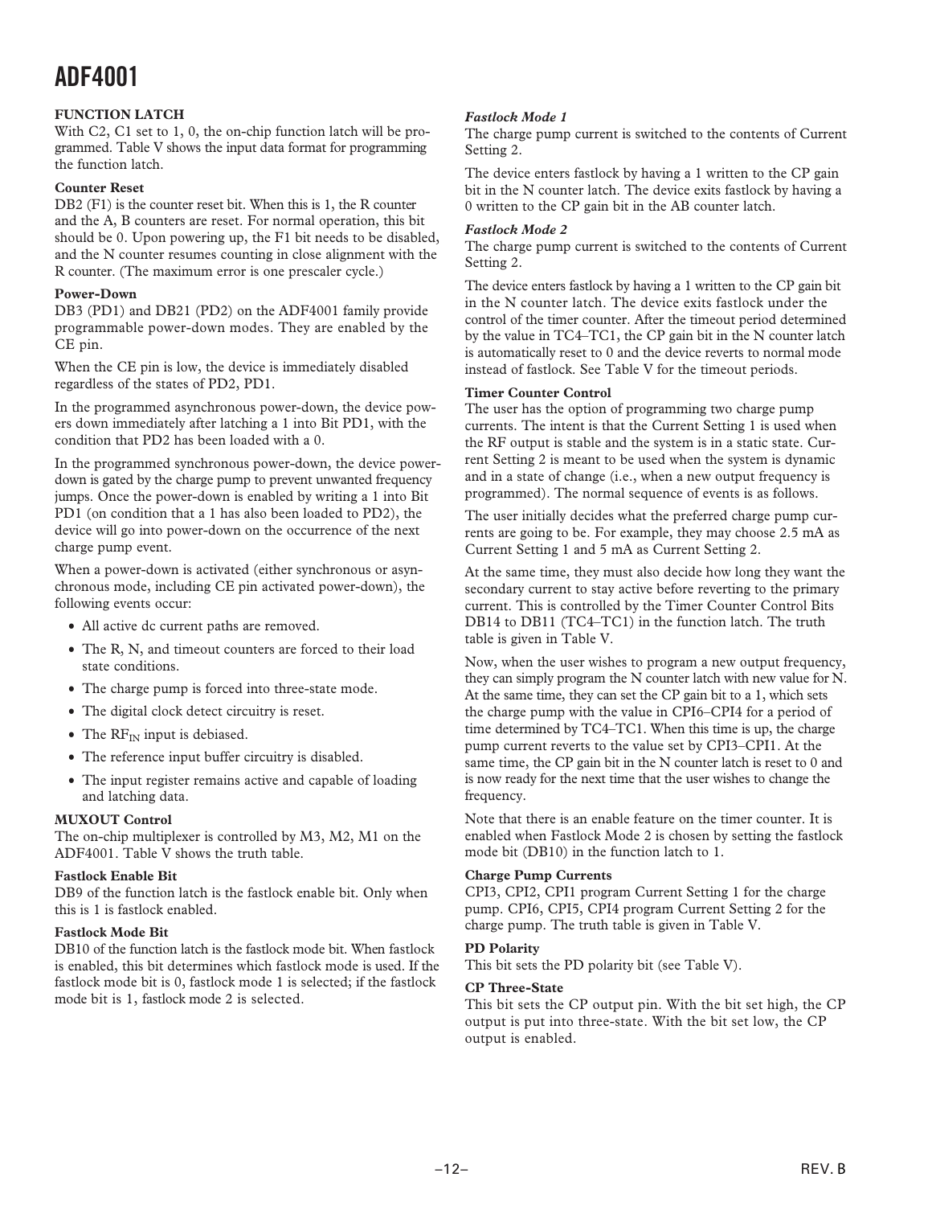### FUNCTION LATCH

With C2, C1 set to 1, 0, the on-chip function latch will be programmed. Table V shows the input data format for programming the function latch.

#### Counter Reset

DB2 (F1) is the counter reset bit. When this is 1, the R counter and the A, B counters are reset. For normal operation, this bit should be 0. Upon powering up, the F1 bit needs to be disabled, and the N counter resumes counting in close alignment with the R counter. (The maximum error is one prescaler cycle.)

#### Power-Down

DB3 (PD1) and DB21 (PD2) on the ADF4001 family provide programmable power-down modes. They are enabled by the CE pin.

When the CE pin is low, the device is immediately disabled regardless of the states of PD2, PD1.

In the programmed asynchronous power-down, the device powers down immediately after latching a 1 into Bit PD1, with the condition that PD2 has been loaded with a 0.

In the programmed synchronous power-down, the device power-down is gated by the charge pump to prevent unwanted frequency jumps. Once the power-down is enabled by writing a 1 into Bit PD1 (on condition that a 1 has also been loaded to PD2), the device will go into power-down on the occurrence of the next charge pump event.

When a power-down is activated (either synchronous or asynchronous mode, including CE pin activated power-down), the following events occur:

- All active dc current paths are removed.
- The R, N, and timeout counters are forced to their load state conditions.
- The charge pump is forced into three-state mode.
- The digital clock detect circuitry is reset.
- The $RF_{IN}$ input is debiased.
- The reference input buffer circuitry is disabled.
- The input register remains active and capable of loading and latching data.

#### MUXOUT Control

The on-chip multiplexer is controlled by M3, M2, M1 on the ADF4001. Table V shows the truth table.

#### Fastlock Enable Bit

DB9 of the function latch is the fastlock enable bit. Only when this is 1 is fastlock enabled.

#### Fastlock Mode Bit

DB10 of the function latch is the fastlock mode bit. When fastlock is enabled, this bit determines which fastlock mode is used. If the fastlock mode bit is 0, fastlock mode 1 is selected; if the fastlock mode bit is 1, fastlock mode 2 is selected.

#### *Fastlock Mode 1*

The charge pump current is switched to the contents of Current Setting 2.

The device enters fastlock by having a 1 written to the CP gain bit in the N counter latch. The device exits fastlock by having a 0 written to the CP gain bit in the AB counter latch.

#### *Fastlock Mode 2*

The charge pump current is switched to the contents of Current Setting 2.

The device enters fastlock by having a 1 written to the CP gain bit in the N counter latch. The device exits fastlock under the control of the timer counter. After the timeout period determined by the value in TC4–TC1, the CP gain bit in the N counter latch is automatically reset to 0 and the device reverts to normal mode instead of fastlock. See Table V for the timeout periods.

#### Timer Counter Control

The user has the option of programming two charge pump currents. The intent is that the Current Setting 1 is used when the RF output is stable and the system is in a static state. Current Setting 2 is meant to be used when the system is dynamic and in a state of change (i.e., when a new output frequency is programmed). The normal sequence of events is as follows.

The user initially decides what the preferred charge pump currents are going to be. For example, they may choose 2.5 mA as Current Setting 1 and 5 mA as Current Setting 2.

At the same time, they must also decide how long they want the secondary current to stay active before reverting to the primary current. This is controlled by the Timer Counter Control Bits DB14 to DB11 (TC4–TC1) in the function latch. The truth table is given in Table V.

Now, when the user wishes to program a new output frequency, they can simply program the N counter latch with new value for N. At the same time, they can set the CP gain bit to a 1, which sets the charge pump with the value in CPI6–CPI4 for a period of time determined by TC4–TC1. When this time is up, the charge pump current reverts to the value set by CPI3–CPI1. At the same time, the CP gain bit in the N counter latch is reset to 0 and is now ready for the next time that the user wishes to change the frequency.

Note that there is an enable feature on the timer counter. It is enabled when Fastlock Mode 2 is chosen by setting the fastlock mode bit (DB10) in the function latch to 1.

#### Charge Pump Currents

CPI3, CPI2, CPI1 program Current Setting 1 for the charge pump. CPI6, CPI5, CPI4 program Current Setting 2 for the charge pump. The truth table is given in Table V.

#### PD Polarity

This bit sets the PD polarity bit (see Table V).

#### CP Three-State

This bit sets the CP output pin. With the bit set high, the CP output is put into three-state. With the bit set low, the CP output is enabled.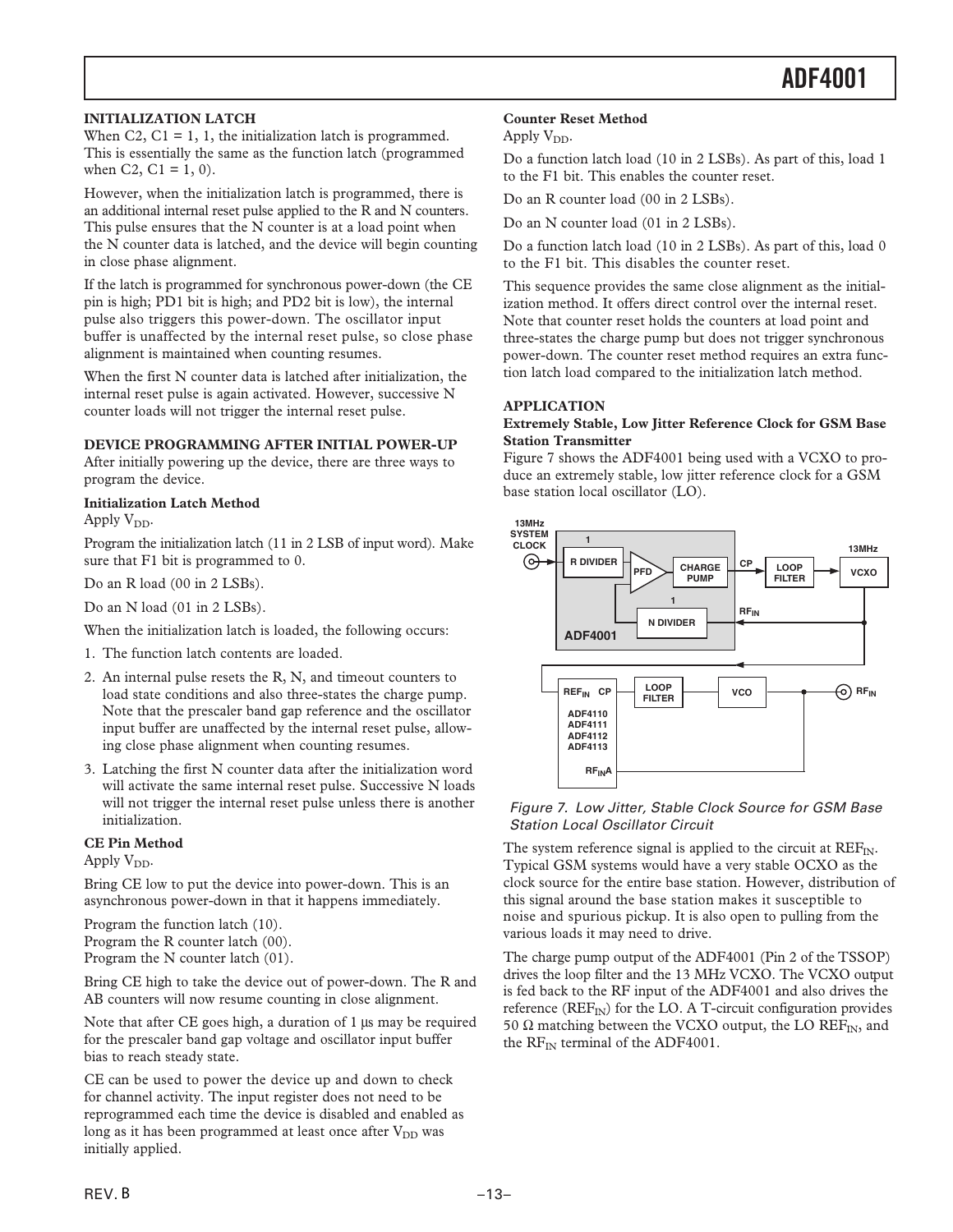### INITIALIZATION LATCH

When C2, C1 = 1, 1, the initialization latch is programmed. This is essentially the same as the function latch (programmed when C2, C1 = 1, 0).

However, when the initialization latch is programmed, there is an additional internal reset pulse applied to the R and N counters. This pulse ensures that the N counter is at a load point when the N counter data is latched, and the device will begin counting in close phase alignment.

If the latch is programmed for synchronous power-down (the CE pin is high; PD1 bit is high; and PD2 bit is low), the internal pulse also triggers this power-down. The oscillator input buffer is unaffected by the internal reset pulse, so close phase alignment is maintained when counting resumes.

When the first N counter data is latched after initialization, the internal reset pulse is again activated. However, successive N counter loads will not trigger the internal reset pulse.

### DEVICE PROGRAMMING AFTER INITIAL POWER-UP

After initially powering up the device, there are three ways to program the device.

#### Initialization Latch Method

Apply $V_{DD}$.

Program the initialization latch (11 in 2 LSB of input word). Make sure that F1 bit is programmed to 0.

Do an R load (00 in 2 LSBs).

Do an N load (01 in 2 LSBs).

When the initialization latch is loaded, the following occurs:

1. The function latch contents are loaded.
2. An internal pulse resets the R, N, and timeout counters to load state conditions and also three-states the charge pump. Note that the prescaler band gap reference and the oscillator input buffer are unaffected by the internal reset pulse, allowing close phase alignment when counting resumes.
3. Latching the first N counter data after the initialization word will activate the same internal reset pulse. Successive N loads will not trigger the internal reset pulse unless there is another initialization.

#### CE Pin Method

Apply $V_{DD}$.

Bring CE low to put the device into power-down. This is an asynchronous power-down in that it happens immediately.

Program the function latch (10).
Program the R counter latch (00).
Program the N counter latch (01).

Bring CE high to take the device out of power-down. The R and AB counters will now resume counting in close alignment.

Note that after CE goes high, a duration of 1 µs may be required for the prescaler band gap voltage and oscillator input buffer bias to reach steady state.

CE can be used to power the device up and down to check for channel activity. The input register does not need to be reprogrammed each time the device is disabled and enabled as long as it has been programmed at least once after $V_{DD}$ was initially applied.

#### Counter Reset Method

Apply $V_{DD}$.

Do a function latch load (10 in 2 LSBs). As part of this, load 1 to the F1 bit. This enables the counter reset.

Do an R counter load (00 in 2 LSBs).

Do an N counter load (01 in 2 LSBs).

Do a function latch load (10 in 2 LSBs). As part of this, load 0 to the F1 bit. This disables the counter reset.

This sequence provides the same close alignment as the initialization method. It offers direct control over the internal reset. Note that counter reset holds the counters at load point and three-states the charge pump but does not trigger synchronous power-down. The counter reset method requires an extra function latch load compared to the initialization latch method.

### APPLICATION

#### Extremely Stable, Low Jitter Reference Clock for GSM Base Station Transmitter

Figure 7 shows the ADF4001 being used with a VCXO to produce an extremely stable, low jitter reference clock for a GSM base station local oscillator (LO).

*Figure 7. Low Jitter, Stable Clock Source for GSM Base Station Local Oscillator Circuit*

The system reference signal is applied to the circuit at $REF_{IN}$. Typical GSM systems would have a very stable OCXO as the clock source for the entire base station. However, distribution of this signal around the base station makes it susceptible to noise and spurious pickup. It is also open to pulling from the various loads it may need to drive.

The charge pump output of the ADF4001 (Pin 2 of the TSSOP) drives the loop filter and the 13 MHz VCXO. The VCXO output is fed back to the RF input of the ADF4001 and also drives the reference ($REF_{IN}$) for the LO. A T-circuit configuration provides 50 Ω matching between the VCXO output, the LO $REF_{IN}$, and the $RF_{IN}$ terminal of the ADF4001.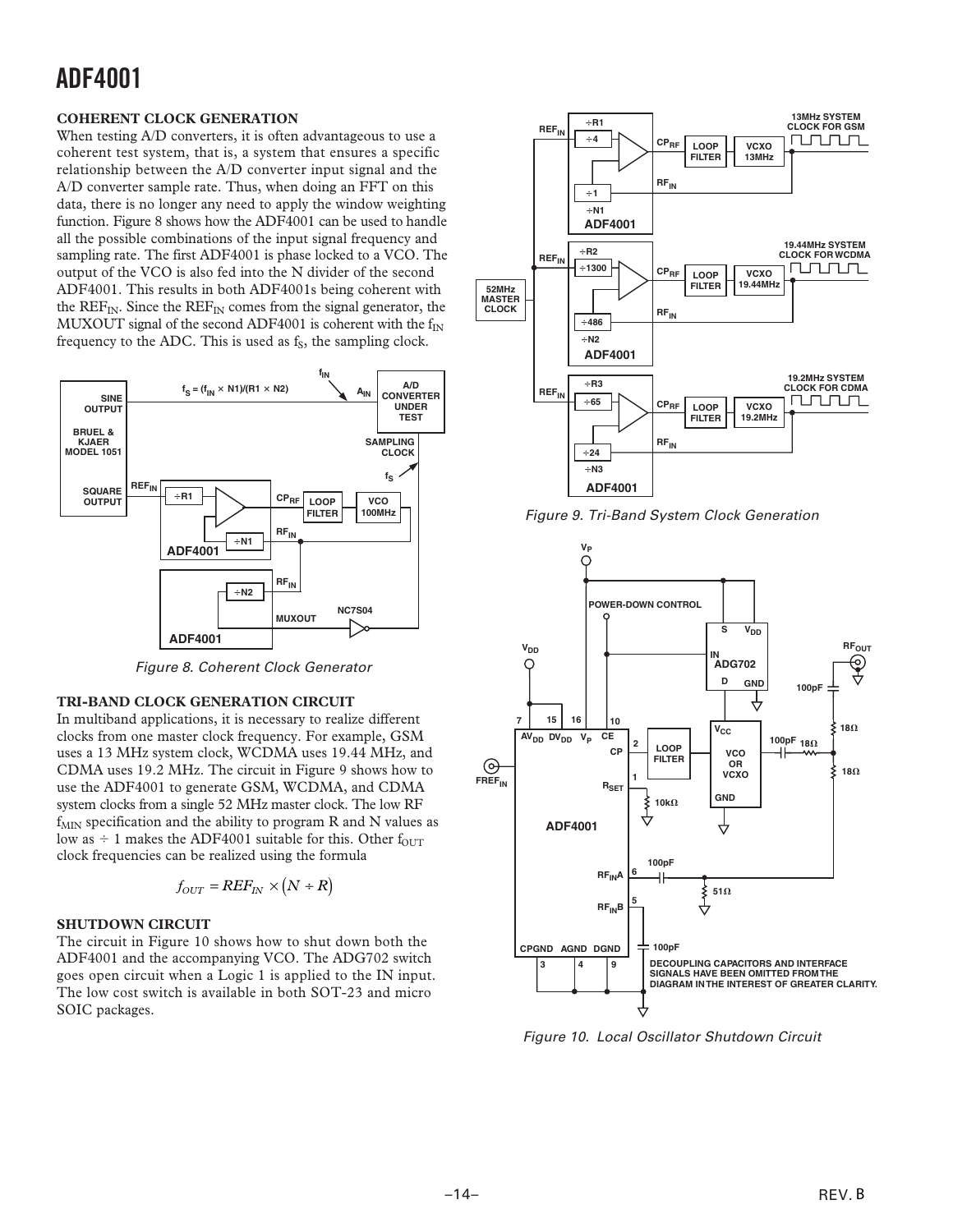## COHERENT CLOCK GENERATION

When testing A/D converters, it is often advantageous to use a coherent test system, that is, a system that ensures a specific relationship between the A/D converter input signal and the A/D converter sample rate. Thus, when doing an FFT on this data, there is no longer any need to apply the window weighting function. Figure 8 shows how the ADF4001 can be used to handle all the possible combinations of the input signal frequency and sampling rate. The first ADF4001 is phase locked to a VCO. The output of the VCO is also fed into the N divider of the second ADF4001. This results in both ADF4001s being coherent with the $REF_{IN}$. Since the $REF_{IN}$ comes from the signal generator, the MUXOUT signal of the second ADF4001 is coherent with the $f_{IN}$ frequency to the ADC. This is used as $f_S$, the sampling clock.

*Figure 8. Coherent Clock Generator*

## TRI-BAND CLOCK GENERATION CIRCUIT

In multiband applications, it is necessary to realize different clocks from one master clock frequency. For example, GSM uses a 13 MHz system clock, WCDMA uses 19.44 MHz, and CDMA uses 19.2 MHz. The circuit in Figure 9 shows how to use the ADF4001 to generate GSM, WCDMA, and CDMA system clocks from a single 52 MHz master clock. The low RF $f_{MIN}$ specification and the ability to program R and N values as low as ÷ 1 makes the ADF4001 suitable for this. Other $f_{OUT}$ clock frequencies can be realized using the formula

$$f_{OUT} = REF_{IN} \times (N \div R)$$

## SHUTDOWN CIRCUIT

The circuit in Figure 10 shows how to shut down both the ADF4001 and the accompanying VCO. The ADG702 switch goes open circuit when a Logic 1 is applied to the IN input. The low cost switch is available in both SOT-23 and micro SOIC packages.

*Figure 9. Tri-Band System Clock Generation*

*Figure 10. Local Oscillator Shutdown Circuit*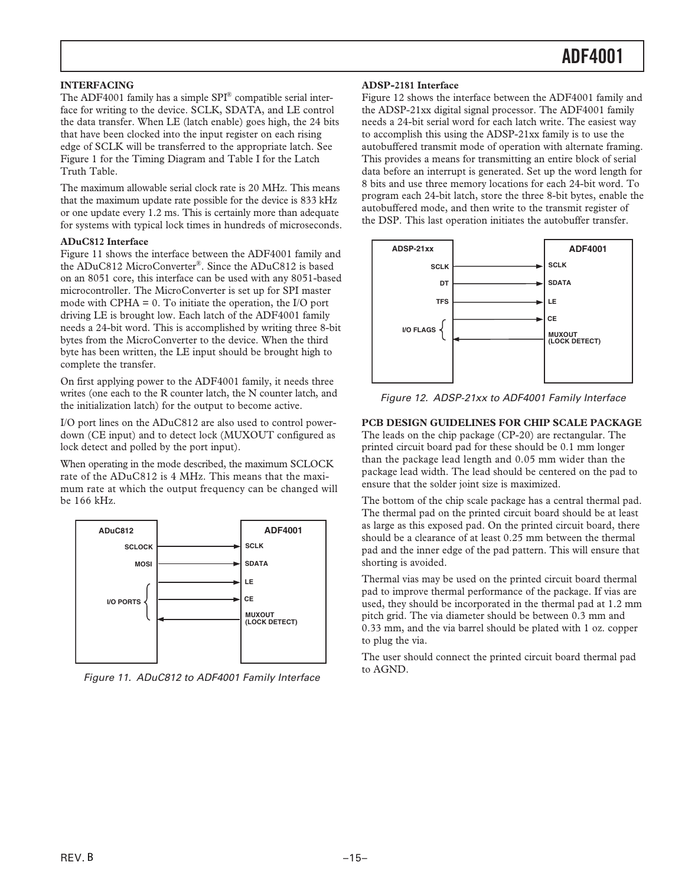## INTERFACING

The ADF4001 family has a simple SPI® compatible serial interface for writing to the device. SCLK, SDATA, and LE control the data transfer. When LE (latch enable) goes high, the 24 bits that have been clocked into the input register on each rising edge of SCLK will be transferred to the appropriate latch. See Figure 1 for the Timing Diagram and Table I for the Latch Truth Table.

The maximum allowable serial clock rate is 20 MHz. This means that the maximum update rate possible for the device is 833 kHz or one update every 1.2 ms. This is certainly more than adequate for systems with typical lock times in hundreds of microseconds.

### ADuC812 Interface

Figure 11 shows the interface between the ADF4001 family and the ADuC812 MicroConverter®. Since the ADuC812 is based on an 8051 core, this interface can be used with any 8051-based microcontroller. The MicroConverter is set up for SPI master mode with CPHA = 0. To initiate the operation, the I/O port driving LE is brought low. Each latch of the ADF4001 family needs a 24-bit word. This is accomplished by writing three 8-bit bytes from the MicroConverter to the device. When the third byte has been written, the LE input should be brought high to complete the transfer.

On first applying power to the ADF4001 family, it needs three writes (one each to the R counter latch, the N counter latch, and the initialization latch) for the output to become active.

I/O port lines on the ADuC812 are also used to control power-down (CE input) and to detect lock (MUXOUT configured as lock detect and polled by the port input).

When operating in the mode described, the maximum SCLOCK rate of the ADuC812 is 4 MHz. This means that the maximum rate at which the output frequency can be changed will be 166 kHz.

Figure 11. ADuC812 to ADF4001 Family Interface

### ADSP-2181 Interface

Figure 12 shows the interface between the ADF4001 family and the ADSP-21xx digital signal processor. The ADF4001 family needs a 24-bit serial word for each latch write. The easiest way to accomplish this using the ADSP-21xx family is to use the autobuffered transmit mode of operation with alternate framing. This provides a means for transmitting an entire block of serial data before an interrupt is generated. Set up the word length for 8 bits and use three memory locations for each 24-bit word. To program each 24-bit latch, store the three 8-bit bytes, enable the autobuffered mode, and then write to the transmit register of the DSP. This last operation initiates the autobuffer transfer.

Figure 12. ADSP-21xx to ADF4001 Family Interface

## PCB DESIGN GUIDELINES FOR CHIP SCALE PACKAGE

The leads on the chip package (CP-20) are rectangular. The printed circuit board pad for these should be 0.1 mm longer than the package lead length and 0.05 mm wider than the package lead width. The lead should be centered on the pad to ensure that the solder joint size is maximized.

The bottom of the chip scale package has a central thermal pad. The thermal pad on the printed circuit board should be at least as large as this exposed pad. On the printed circuit board, there should be a clearance of at least 0.25 mm between the thermal pad and the inner edge of the pad pattern. This will ensure that shorting is avoided.

Thermal vias may be used on the printed circuit board thermal pad to improve thermal performance of the package. If vias are used, they should be incorporated in the thermal pad at 1.2 mm pitch grid. The via diameter should be between 0.3 mm and 0.33 mm, and the via barrel should be plated with 1 oz. copper to plug the via.

The user should connect the printed circuit board thermal pad to AGND.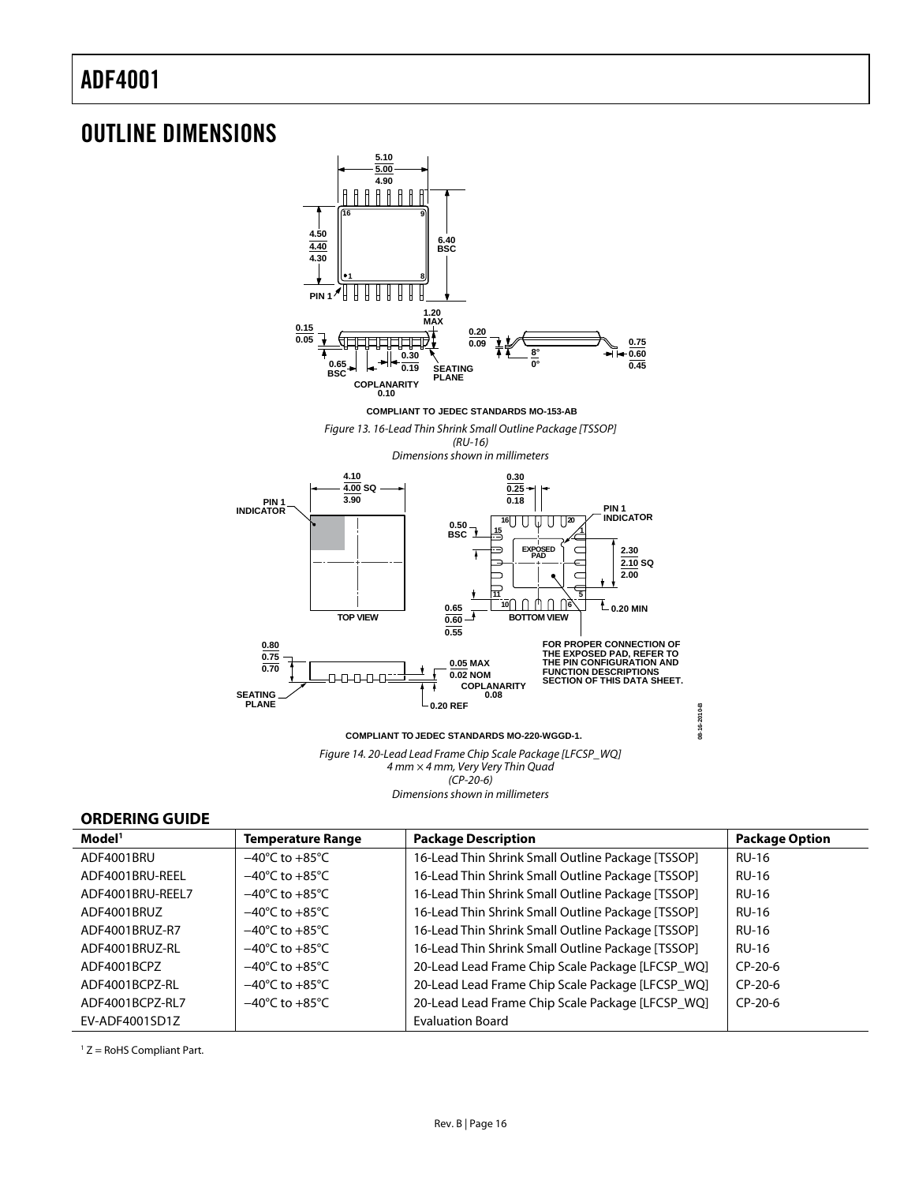# OUTLINE DIMENSIONS

COMPLIANT TO JEDEC STANDARDS MO-153-AB

*Figure 13. 16-Lead Thin Shrink Small Outline Package [TSSOP] (RU-16) Dimensions shown in millimeters*

COMPLIANT TO JEDEC STANDARDS MO-220-WGGD-1.

*Figure 14. 20-Lead Lead Frame Chip Scale Package [LFCSP_WQ] 4 mm × 4 mm, Very Very Thin Quad (CP-20-6) Dimensions shown in millimeters*

## ORDERING GUIDE

| Model[1] | Temperature Range | Package Description | Package Option |
|---|---|---|---|
| ADF4001BRU | −40°C to +85°C | 16-Lead Thin Shrink Small Outline Package [TSSOP] | RU-16 |
| ADF4001BRU-REEL | −40°C to +85°C | 16-Lead Thin Shrink Small Outline Package [TSSOP] | RU-16 |
| ADF4001BRU-REEL7 | −40°C to +85°C | 16-Lead Thin Shrink Small Outline Package [TSSOP] | RU-16 |
| ADF4001BRUZ | −40°C to +85°C | 16-Lead Thin Shrink Small Outline Package [TSSOP] | RU-16 |
| ADF4001BRUZ-R7 | −40°C to +85°C | 16-Lead Thin Shrink Small Outline Package [TSSOP] | RU-16 |
| ADF4001BRUZ-RL | −40°C to +85°C | 16-Lead Thin Shrink Small Outline Package [TSSOP] | RU-16 |
| ADF4001BCPZ | −40°C to +85°C | 20-Lead Lead Frame Chip Scale Package [LFCSP_WQ] | CP-20-6 |
| ADF4001BCPZ-RL | −40°C to +85°C | 20-Lead Lead Frame Chip Scale Package [LFCSP_WQ] | CP-20-6 |
| ADF4001BCPZ-RL7 | −40°C to +85°C | 20-Lead Lead Frame Chip Scale Package [LFCSP_WQ] | CP-20-6 |
| EV-ADF4001SD1Z | | Evaluation Board | |

[1] Z = RoHS Compliant Part.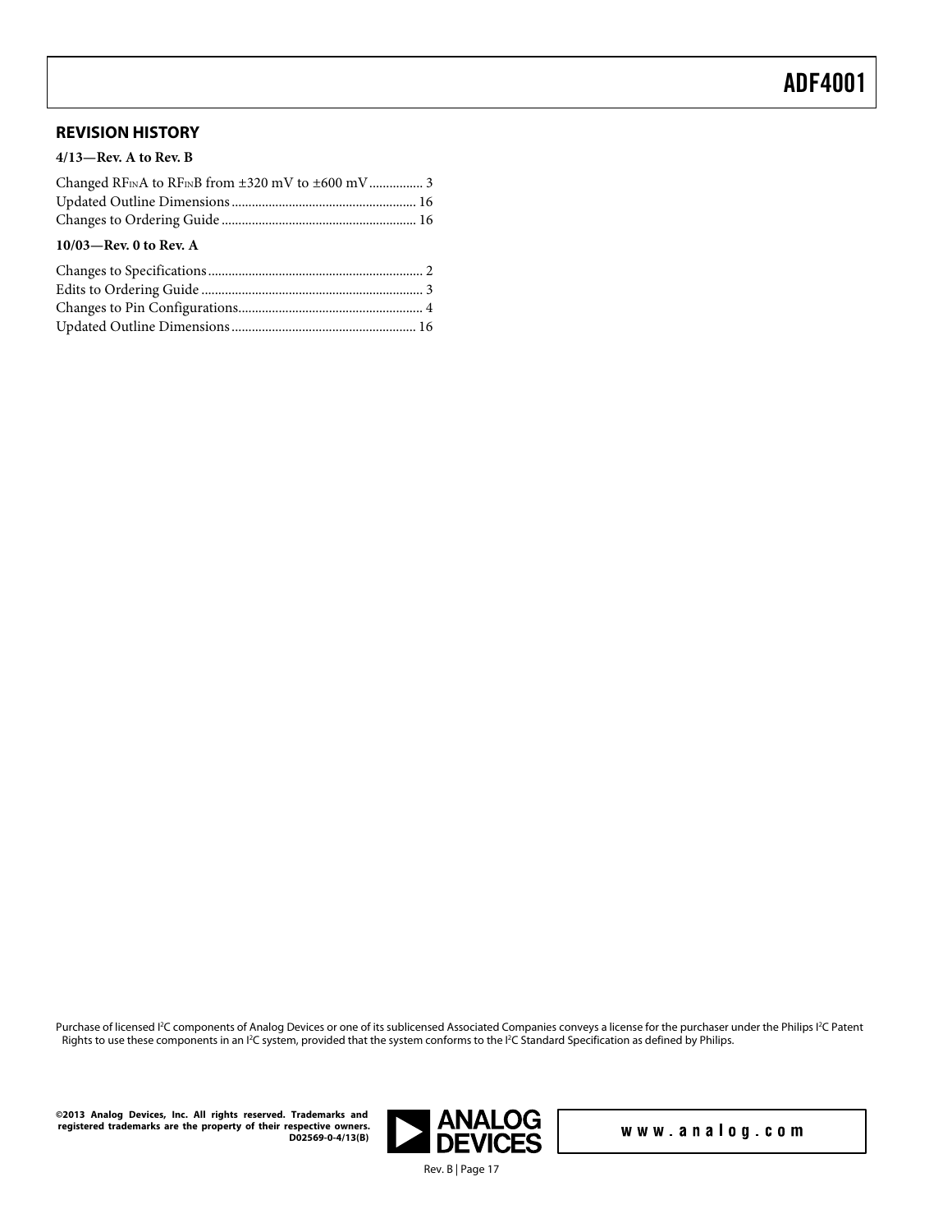## REVISION HISTORY

**4/13—Rev. A to Rev. B**

Changed $RF_{IN}A$ to $RF_{IN}B$ from ±320 mV to ±600 mV ................ 3
Updated Outline Dimensions ....................................................... 16
Changes to Ordering Guide .......................................................... 16

**10/03—Rev. 0 to Rev. A**

Changes to Specifications ............................................................... 2
Edits to Ordering Guide ................................................................. 3
Changes to Pin Configurations....................................................... 4
Updated Outline Dimensions ....................................................... 16

Purchase of licensed I2C components of Analog Devices or one of its sublicensed Associated Companies conveys a license for the purchaser under the Philips I2C Patent Rights to use these components in an I2C system, provided that the system conforms to the I2C Standard Specification as defined by Philips.

**©2013 Analog Devices, Inc. All rights reserved. Trademarks and registered trademarks are the property of their respective owners. D02569-0-4/13(B)**

ANALOG DEVICES

www.analog.com